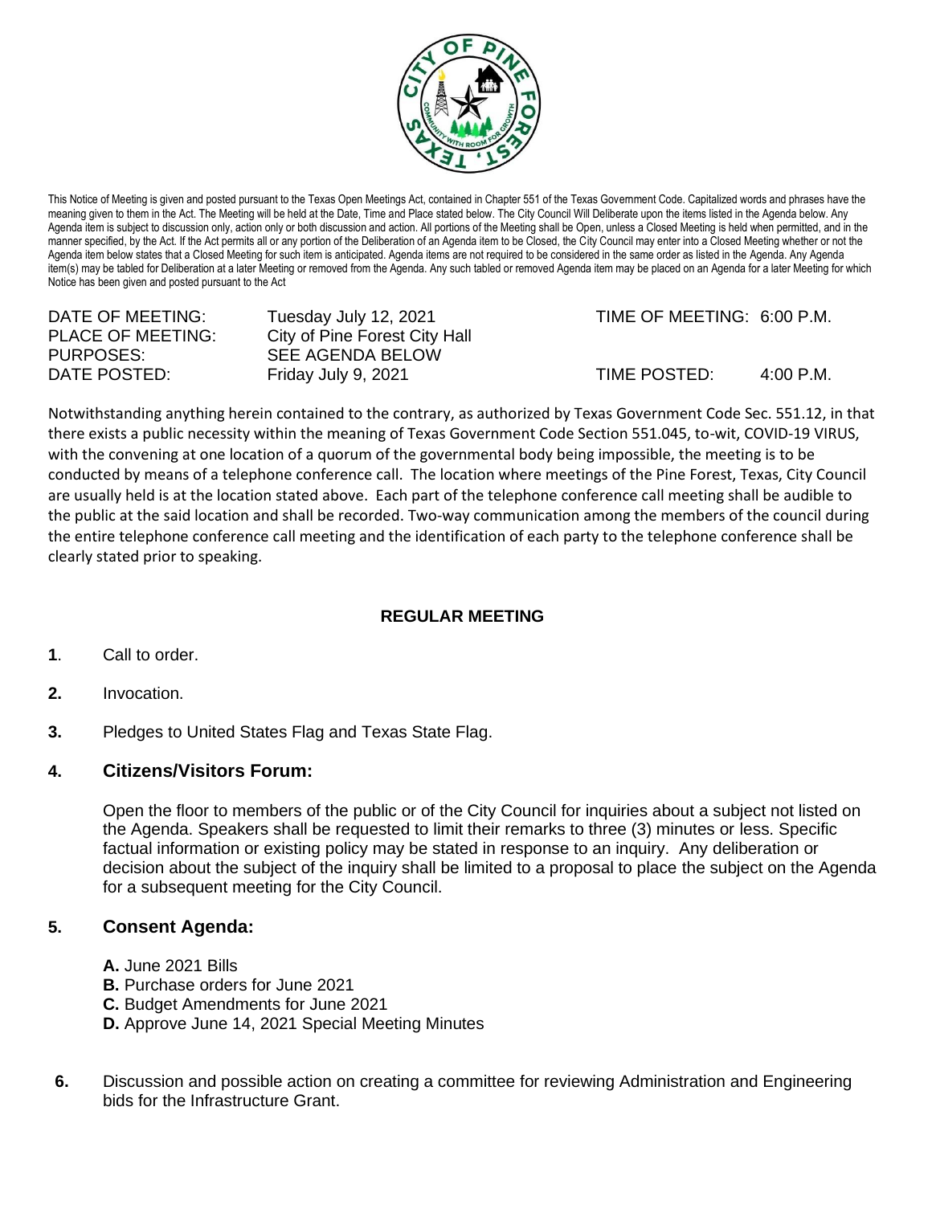This Notice of Meeting is given and posted pursuant to the Texas Open Meetings Act, contained in Chapter 551 of the Texas Government Code. Capitalized words and phrases have the meaning given to them in the Act. The Meeting will be held at the Date, Time and Place stated below. The City Council Will Deliberate upon the items listed in the Agenda below. Any Agenda item is subject to discussion only, action only or both discussion and action. All portions of the Meeting shall be Open, unless a Closed Meeting is held when permitted, and in the manner specified, by the Act. If the Act permits all or any portion of the Deliberation of an Agenda item to be Closed, the City Council may enter into a Closed Meeting whether or not the Agenda item below states that a Closed Meeting for such item is anticipated. Agenda items are not required to be considered in the same order as listed in the Agenda. Any Agenda item(s) may be tabled for Deliberation at a later Meeting or removed from the Agenda. Any such tabled or removed Agenda item may be placed on an Agenda for a later Meeting for which Notice has been given and posted pursuant to the Act

| | | | |
|---|---|---|---|
| DATE OF MEETING: | Tuesday July 12, 2021 | TIME OF MEETING: | 6:00 P.M. |
| PLACE OF MEETING: | City of Pine Forest City Hall | | |
| PURPOSES: | SEE AGENDA BELOW | | |
| DATE POSTED: | Friday July 9, 2021 | TIME POSTED: | 4:00 P.M. |

Notwithstanding anything herein contained to the contrary, as authorized by Texas Government Code Sec. 551.12, in that there exists a public necessity within the meaning of Texas Government Code Section 551.045, to-wit, COVID-19 VIRUS, with the convening at one location of a quorum of the governmental body being impossible, the meeting is to be conducted by means of a telephone conference call. The location where meetings of the Pine Forest, Texas, City Council are usually held is at the location stated above. Each part of the telephone conference call meeting shall be audible to the public at the said location and shall be recorded. Two-way communication among the members of the council during the entire telephone conference call meeting and the identification of each party to the telephone conference shall be clearly stated prior to speaking.

**REGULAR MEETING**

**1**. Call to order.

**2.** Invocation.

**3.** Pledges to United States Flag and Texas State Flag.

**4. Citizens/Visitors Forum:**

Open the floor to members of the public or of the City Council for inquiries about a subject not listed on the Agenda. Speakers shall be requested to limit their remarks to three (3) minutes or less. Specific factual information or existing policy may be stated in response to an inquiry. Any deliberation or decision about the subject of the inquiry shall be limited to a proposal to place the subject on the Agenda for a subsequent meeting for the City Council.

**5. Consent Agenda:**

**A.** June 2021 Bills
**B.** Purchase orders for June 2021
**C.** Budget Amendments for June 2021
**D.** Approve June 14, 2021 Special Meeting Minutes

**6.** Discussion and possible action on creating a committee for reviewing Administration and Engineering bids for the Infrastructure Grant.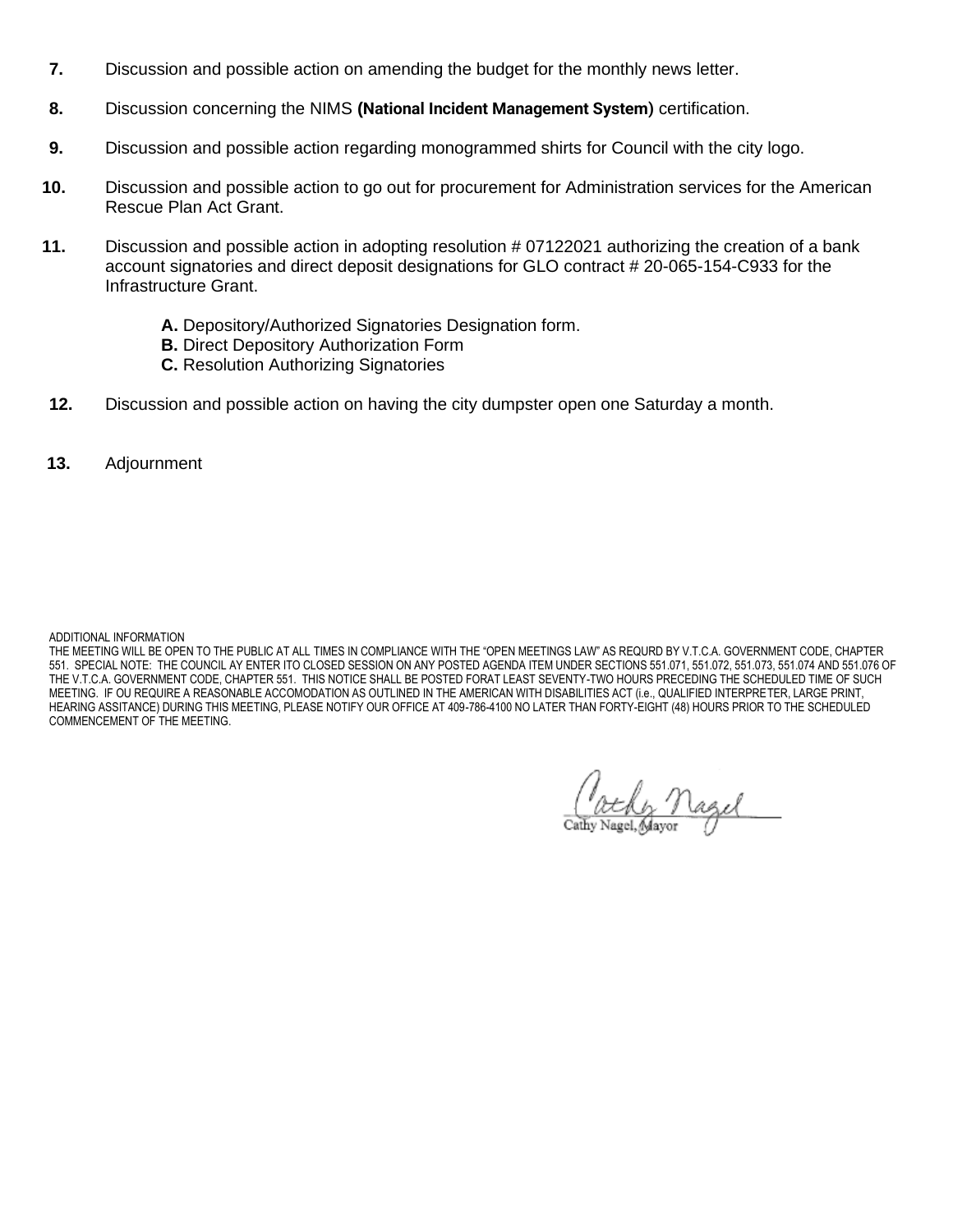7. Discussion and possible action on amending the budget for the monthly news letter.

8. Discussion concerning the NIMS **(National Incident Management System)** certification.

9. Discussion and possible action regarding monogrammed shirts for Council with the city logo.

10. Discussion and possible action to go out for procurement for Administration services for the American Rescue Plan Act Grant.

11. Discussion and possible action in adopting resolution # 07122021 authorizing the creation of a bank account signatories and direct deposit designations for GLO contract # 20-065-154-C933 for the Infrastructure Grant.

    **A.** Depository/Authorized Signatories Designation form.
    **B.** Direct Depository Authorization Form
    **C.** Resolution Authorizing Signatories

12. Discussion and possible action on having the city dumpster open one Saturday a month.

13. Adjournment

ADDITIONAL INFORMATION
THE MEETING WILL BE OPEN TO THE PUBLIC AT ALL TIMES IN COMPLIANCE WITH THE "OPEN MEETINGS LAW" AS REQURD BY V.T.C.A. GOVERNMENT CODE, CHAPTER 551. SPECIAL NOTE: THE COUNCIL AY ENTER ITO CLOSED SESSION ON ANY POSTED AGENDA ITEM UNDER SECTIONS 551.071, 551.072, 551.073, 551.074 AND 551.076 OF THE V.T.C.A. GOVERNMENT CODE, CHAPTER 551. THIS NOTICE SHALL BE POSTED FORAT LEAST SEVENTY-TWO HOURS PRECEDING THE SCHEDULED TIME OF SUCH MEETING. IF OU REQUIRE A REASONABLE ACCOMODATION AS OUTLINED IN THE AMERICAN WITH DISABILITIES ACT (i.e., QUALIFIED INTERPRETER, LARGE PRINT, HEARING ASSITANCE) DURING THIS MEETING, PLEASE NOTIFY OUR OFFICE AT 409-786-4100 NO LATER THAN FORTY-EIGHT (48) HOURS PRIOR TO THE SCHEDULED COMMENCEMENT OF THE MEETING.

Cathy Nagel
Cathy Nagel, Mayor